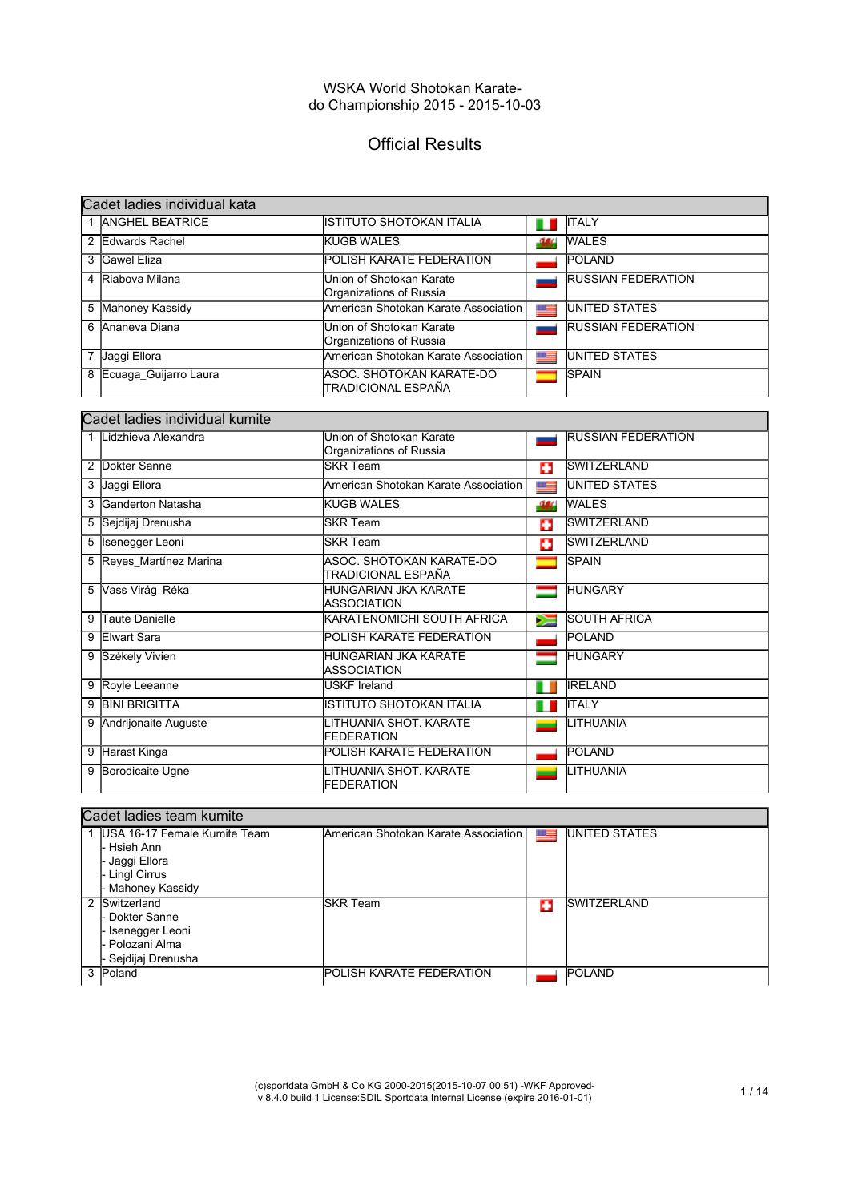WSKA World Shotokan Karate-do Championship 2015 - 2015-10-03

# Official Results

## Cadet ladies individual kata

| | | | |
|---|---|---|---|
| 1 | ANGHEL BEATRICE | ISTITUTO SHOTOKAN ITALIA | ITALY |
| 2 | Edwards Rachel | KUGB WALES | WALES |
| 3 | Gawel Eliza | POLISH KARATE FEDERATION | POLAND |
| 4 | Riabova Milana | Union of Shotokan Karate Organizations of Russia | RUSSIAN FEDERATION |
| 5 | Mahoney Kassidy | American Shotokan Karate Association | UNITED STATES |
| 6 | Ananeva Diana | Union of Shotokan Karate Organizations of Russia | RUSSIAN FEDERATION |
| 7 | Jaggi Ellora | American Shotokan Karate Association | UNITED STATES |
| 8 | Ecuaga_Guijarro Laura | ASOC. SHOTOKAN KARATE-DO TRADICIONAL ESPAÑA | SPAIN |

## Cadet ladies individual kumite

| | | | |
|---|---|---|---|
| 1 | Lidzhieva Alexandra | Union of Shotokan Karate Organizations of Russia | RUSSIAN FEDERATION |
| 2 | Dokter Sanne | SKR Team | SWITZERLAND |
| 3 | Jaggi Ellora | American Shotokan Karate Association | UNITED STATES |
| 3 | Ganderton Natasha | KUGB WALES | WALES |
| 5 | Sejdijaj Drenusha | SKR Team | SWITZERLAND |
| 5 | Isenegger Leoni | SKR Team | SWITZERLAND |
| 5 | Reyes_Martínez Marina | ASOC. SHOTOKAN KARATE-DO TRADICIONAL ESPAÑA | SPAIN |
| 5 | Vass Virág_Réka | HUNGARIAN JKA KARATE ASSOCIATION | HUNGARY |
| 9 | Taute Danielle | KARATENOMICHI SOUTH AFRICA | SOUTH AFRICA |
| 9 | Elwart Sara | POLISH KARATE FEDERATION | POLAND |
| 9 | Székely Vivien | HUNGARIAN JKA KARATE ASSOCIATION | HUNGARY |
| 9 | Royle Leeanne | USKF Ireland | IRELAND |
| 9 | BINI BRIGITTA | ISTITUTO SHOTOKAN ITALIA | ITALY |
| 9 | Andrijonaite Auguste | LITHUANIA SHOT. KARATE FEDERATION | LITHUANIA |
| 9 | Harast Kinga | POLISH KARATE FEDERATION | POLAND |
| 9 | Borodicaite Ugne | LITHUANIA SHOT. KARATE FEDERATION | LITHUANIA |

## Cadet ladies team kumite

| | | | |
|---|---|---|---|
| 1 | USA 16-17 Female Kumite Team<br>- Hsieh Ann<br>- Jaggi Ellora<br>- Lingl Cirrus<br>- Mahoney Kassidy | American Shotokan Karate Association | UNITED STATES |
| 2 | Switzerland<br>- Dokter Sanne<br>- Isenegger Leoni<br>- Polozani Alma<br>- Sejdijaj Drenusha | SKR Team | SWITZERLAND |
| 3 | Poland | POLISH KARATE FEDERATION | POLAND |

(c)sportdata GmbH & Co KG 2000-2015(2015-10-07 00:51) -WKF Approved- v 8.4.0 build 1 License:SDIL Sportdata Internal License (expire 2016-01-01)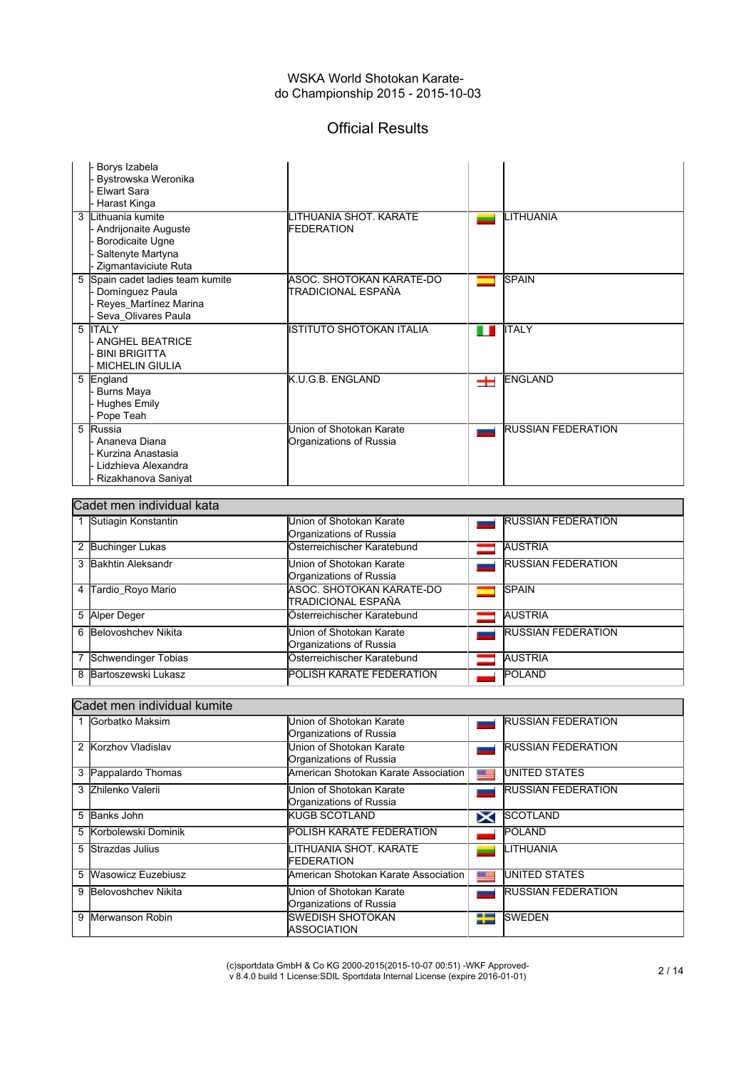# WSKA World Shotokan Karate-do Championship 2015 - 2015-10-03

## Official Results

| Rank | Name | Organization | Country |
|---|---|---|---|
| | - Borys Izabela<br>- Bystrowska Weronika<br>- Elwart Sara<br>- Harast Kinga | | |
| 3 | Lithuania kumite<br>- Andrijonaite Auguste<br>- Borodicaite Ugne<br>- Saltenyte Martyna<br>- Zigmantaviciute Ruta | LITHUANIA SHOT. KARATE FEDERATION | LITHUANIA |
| 5 | Spain cadet ladies team kumite<br>- Domínguez Paula<br>- Reyes_Martínez Marina<br>- Seva_Olivares Paula | ASOC. SHOTOKAN KARATE-DO TRADICIONAL ESPAÑA | SPAIN |
| 5 | ITALY<br>- ANGHEL BEATRICE<br>- BINI BRIGITTA<br>- MICHELIN GIULIA | ISTITUTO SHOTOKAN ITALIA | ITALY |
| 5 | England<br>- Burns Maya<br>- Hughes Emily<br>- Pope Teah | K.U.G.B. ENGLAND | ENGLAND |
| 5 | Russia<br>- Ananeva Diana<br>- Kurzina Anastasia<br>- Lidzhieva Alexandra<br>- Rizakhanova Saniyat | Union of Shotokan Karate Organizations of Russia | RUSSIAN FEDERATION |

### Cadet men individual kata

| Rank | Name | Organization | Country |
|---|---|---|---|
| 1 | Sutiagin Konstantin | Union of Shotokan Karate Organizations of Russia | RUSSIAN FEDERATION |
| 2 | Buchinger Lukas | Österreichischer Karatebund | AUSTRIA |
| 3 | Bakhtin Aleksandr | Union of Shotokan Karate Organizations of Russia | RUSSIAN FEDERATION |
| 4 | Tardio_Royo Mario | ASOC. SHOTOKAN KARATE-DO TRADICIONAL ESPAÑA | SPAIN |
| 5 | Alper Deger | Österreichischer Karatebund | AUSTRIA |
| 6 | Belovoshchev Nikita | Union of Shotokan Karate Organizations of Russia | RUSSIAN FEDERATION |
| 7 | Schwendinger Tobias | Österreichischer Karatebund | AUSTRIA |
| 8 | Bartoszewski Lukasz | POLISH KARATE FEDERATION | POLAND |

### Cadet men individual kumite

| Rank | Name | Organization | Country |
|---|---|---|---|
| 1 | Gorbatko Maksim | Union of Shotokan Karate Organizations of Russia | RUSSIAN FEDERATION |
| 2 | Korzhov Vladislav | Union of Shotokan Karate Organizations of Russia | RUSSIAN FEDERATION |
| 3 | Pappalardo Thomas | American Shotokan Karate Association | UNITED STATES |
| 3 | Zhilenko Valerii | Union of Shotokan Karate Organizations of Russia | RUSSIAN FEDERATION |
| 5 | Banks John | KUGB SCOTLAND | SCOTLAND |
| 5 | Korbolewski Dominik | POLISH KARATE FEDERATION | POLAND |
| 5 | Strazdas Julius | LITHUANIA SHOT. KARATE FEDERATION | LITHUANIA |
| 5 | Wasowicz Euzebiusz | American Shotokan Karate Association | UNITED STATES |
| 9 | Belovoshchev Nikita | Union of Shotokan Karate Organizations of Russia | RUSSIAN FEDERATION |
| 9 | Merwanson Robin | SWEDISH SHOTOKAN ASSOCIATION | SWEDEN |

(c)sportdata GmbH & Co KG 2000-2015(2015-10-07 00:51) -WKF Approved- v 8.4.0 build 1 License:SDIL Sportdata Internal License (expire 2016-01-01)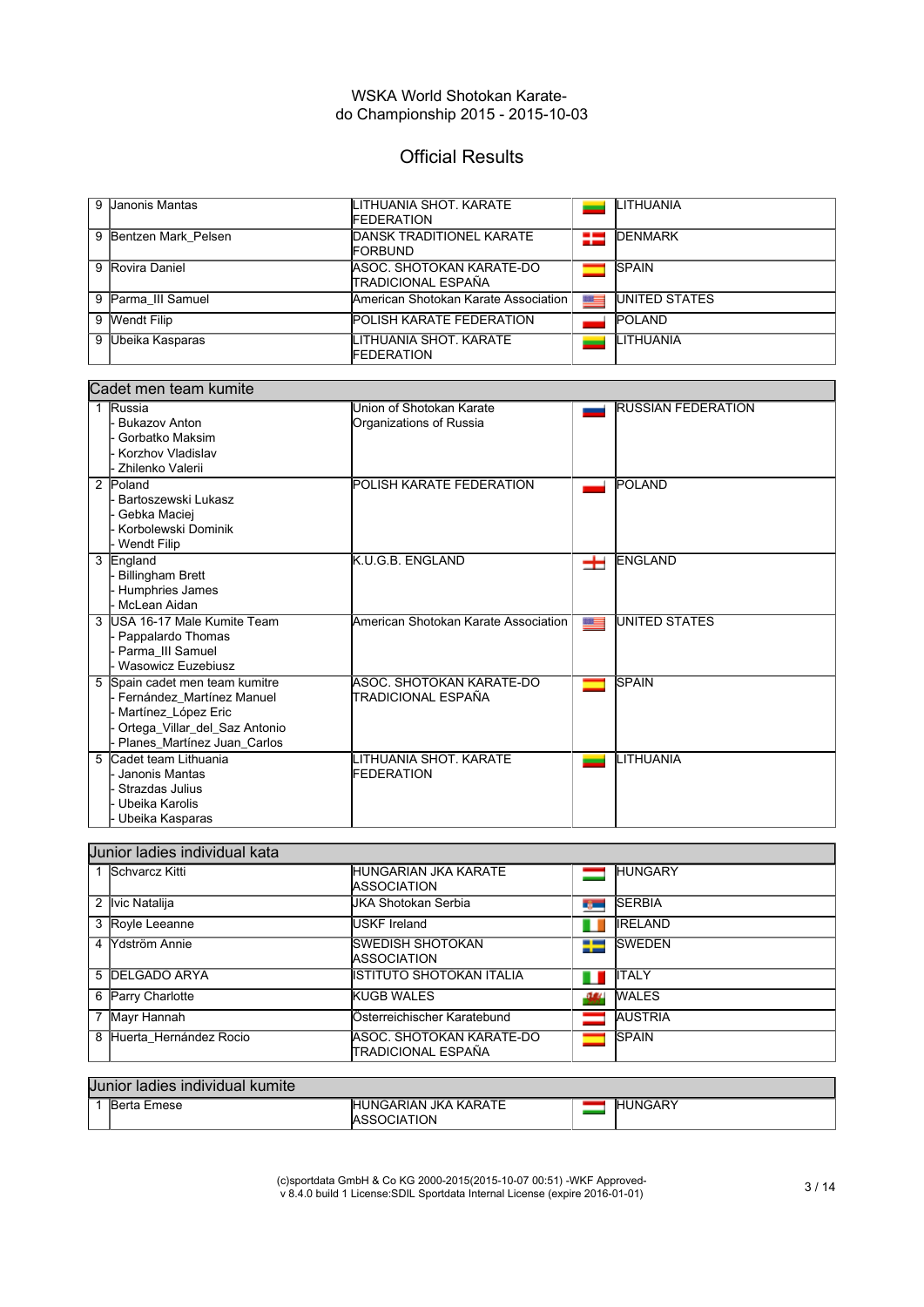# WSKA World Shotokan Karate-do Championship 2015 - 2015-10-03

## Official Results

| | | | |
|---|---|---|---|
| 9 | Janonis Mantas | LITHUANIA SHOT. KARATE FEDERATION | LITHUANIA |
| 9 | Bentzen Mark_Pelsen | DANSK TRADITIONEL KARATE FORBUND | DENMARK |
| 9 | Rovira Daniel | ASOC. SHOTOKAN KARATE-DO TRADICIONAL ESPAÑA | SPAIN |
| 9 | Parma_III Samuel | American Shotokan Karate Association | UNITED STATES |
| 9 | Wendt Filip | POLISH KARATE FEDERATION | POLAND |
| 9 | Ubeika Kasparas | LITHUANIA SHOT. KARATE FEDERATION | LITHUANIA |

### Cadet men team kumite

| | | | |
|---|---|---|---|
| 1 | Russia<br>- Bukazov Anton<br>- Gorbatko Maksim<br>- Korzhov Vladislav<br>- Zhilenko Valerii | Union of Shotokan Karate Organizations of Russia | RUSSIAN FEDERATION |
| 2 | Poland<br>- Bartoszewski Lukasz<br>- Gebka Maciej<br>- Korbolewski Dominik<br>- Wendt Filip | POLISH KARATE FEDERATION | POLAND |
| 3 | England<br>- Billingham Brett<br>- Humphries James<br>- McLean Aidan | K.U.G.B. ENGLAND | ENGLAND |
| 3 | USA 16-17 Male Kumite Team<br>- Pappalardo Thomas<br>- Parma_III Samuel<br>- Wasowicz Euzebiusz | American Shotokan Karate Association | UNITED STATES |
| 5 | Spain cadet men team kumitre<br>- Fernández_Martínez Manuel<br>- Martínez_López Eric<br>- Ortega_Villar_del_Saz Antonio<br>- Planes_Martínez Juan_Carlos | ASOC. SHOTOKAN KARATE-DO TRADICIONAL ESPAÑA | SPAIN |
| 5 | Cadet team Lithuania<br>- Janonis Mantas<br>- Strazdas Julius<br>- Ubeika Karolis<br>- Ubeika Kasparas | LITHUANIA SHOT. KARATE FEDERATION | LITHUANIA |

### Junior ladies individual kata

| | | | |
|---|---|---|---|
| 1 | Schvarcz Kitti | HUNGARIAN JKA KARATE ASSOCIATION | HUNGARY |
| 2 | Ivic Natalija | JKA Shotokan Serbia | SERBIA |
| 3 | Royle Leeanne | USKF Ireland | IRELAND |
| 4 | Ydström Annie | SWEDISH SHOTOKAN ASSOCIATION | SWEDEN |
| 5 | DELGADO ARYA | ISTITUTO SHOTOKAN ITALIA | ITALY |
| 6 | Parry Charlotte | KUGB WALES | WALES |
| 7 | Mayr Hannah | Österreichischer Karatebund | AUSTRIA |
| 8 | Huerta_Hernández Rocio | ASOC. SHOTOKAN KARATE-DO TRADICIONAL ESPAÑA | SPAIN |

### Junior ladies individual kumite

| | | | |
|---|---|---|---|
| 1 | Berta Emese | HUNGARIAN JKA KARATE ASSOCIATION | HUNGARY |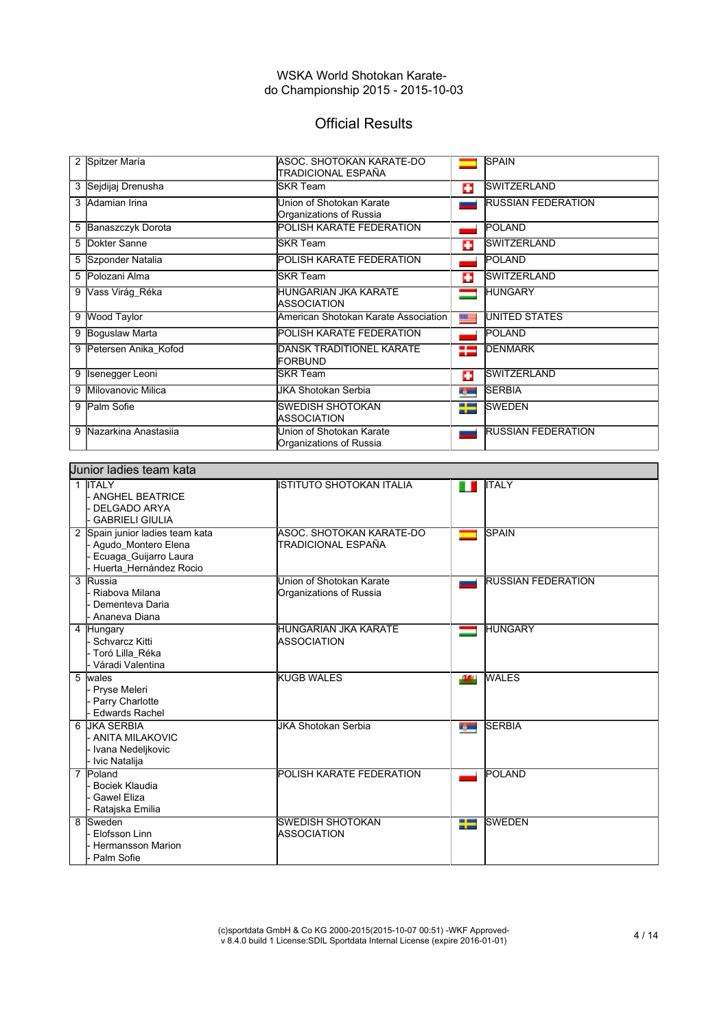WSKA World Shotokan Karate-do Championship 2015 - 2015-10-03

# Official Results

| Place | Name | Club | Country |
|---|---|---|---|
| 2 | Spitzer María | ASOC. SHOTOKAN KARATE-DO TRADICIONAL ESPAÑA | SPAIN |
| 3 | Sejdijaj Drenusha | SKR Team | SWITZERLAND |
| 3 | Adamian Irina | Union of Shotokan Karate Organizations of Russia | RUSSIAN FEDERATION |
| 5 | Banaszczyk Dorota | POLISH KARATE FEDERATION | POLAND |
| 5 | Dokter Sanne | SKR Team | SWITZERLAND |
| 5 | Szponder Natalia | POLISH KARATE FEDERATION | POLAND |
| 5 | Polozani Alma | SKR Team | SWITZERLAND |
| 9 | Vass Virág_Réka | HUNGARIAN JKA KARATE ASSOCIATION | HUNGARY |
| 9 | Wood Taylor | American Shotokan Karate Association | UNITED STATES |
| 9 | Boguslaw Marta | POLISH KARATE FEDERATION | POLAND |
| 9 | Petersen Anika_Kofod | DANSK TRADITIONEL KARATE FORBUND | DENMARK |
| 9 | Isenegger Leoni | SKR Team | SWITZERLAND |
| 9 | Milovanovic Milica | JKA Shotokan Serbia | SERBIA |
| 9 | Palm Sofie | SWEDISH SHOTOKAN ASSOCIATION | SWEDEN |
| 9 | Nazarkina Anastasiia | Union of Shotokan Karate Organizations of Russia | RUSSIAN FEDERATION |

## Junior ladies team kata

| Place | Team | Club | Country |
|---|---|---|---|
| 1 | ITALY<br>- ANGHEL BEATRICE<br>- DELGADO ARYA<br>- GABRIELI GIULIA | ISTITUTO SHOTOKAN ITALIA | ITALY |
| 2 | Spain junior ladies team kata<br>- Agudo_Montero Elena<br>- Ecuaga_Guijarro Laura<br>- Huerta_Hernández Rocio | ASOC. SHOTOKAN KARATE-DO TRADICIONAL ESPAÑA | SPAIN |
| 3 | Russia<br>- Riabova Milana<br>- Dementeva Daria<br>- Ananeva Diana | Union of Shotokan Karate Organizations of Russia | RUSSIAN FEDERATION |
| 4 | Hungary<br>- Schvarcz Kitti<br>- Toró Lilla_Réka<br>- Váradi Valentina | HUNGARIAN JKA KARATE ASSOCIATION | HUNGARY |
| 5 | wales<br>- Pryse Meleri<br>- Parry Charlotte<br>- Edwards Rachel | KUGB WALES | WALES |
| 6 | JKA SERBIA<br>- ANITA MILAKOVIC<br>- Ivana Nedeljkovic<br>- Ivic Natalija | JKA Shotokan Serbia | SERBIA |
| 7 | Poland<br>- Bociek Klaudia<br>- Gawel Eliza<br>- Ratajska Emilia | POLISH KARATE FEDERATION | POLAND |
| 8 | Sweden<br>- Elofsson Linn<br>- Hermansson Marion<br>- Palm Sofie | SWEDISH SHOTOKAN ASSOCIATION | SWEDEN |

(c)sportdata GmbH & Co KG 2000-2015(2015-10-07 00:51) -WKF Approved- v 8.4.0 build 1 License:SDIL Sportdata Internal License (expire 2016-01-01)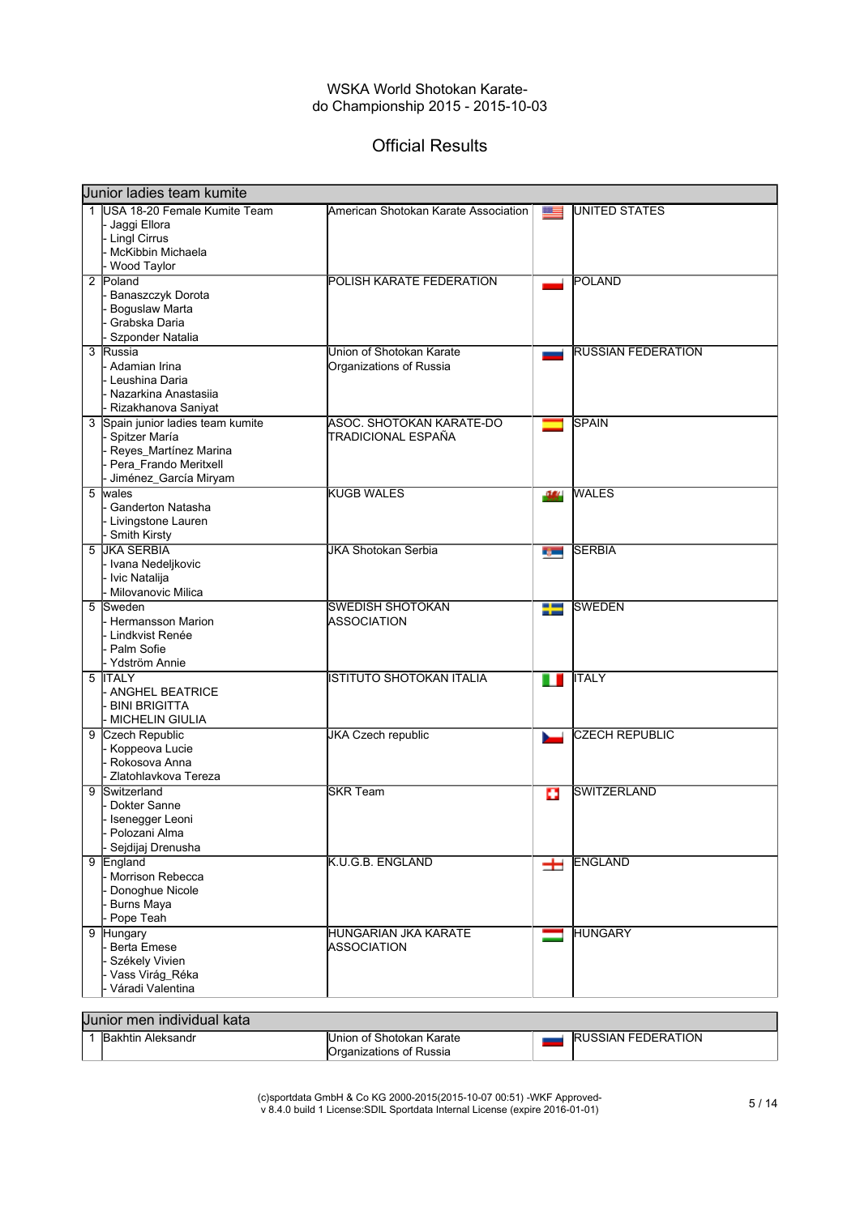WSKA World Shotokan Karate-do Championship 2015 - 2015-10-03

## Official Results

### Junior ladies team kumite

| Rank | Team | Association | Country |
|---|---|---|---|
| 1 | USA 18-20 Female Kumite Team<br>- Jaggi Ellora<br>- Lingl Cirrus<br>- McKibbin Michaela<br>- Wood Taylor | American Shotokan Karate Association | UNITED STATES |
| 2 | Poland<br>- Banaszczyk Dorota<br>- Boguslaw Marta<br>- Grabska Daria<br>- Szponder Natalia | POLISH KARATE FEDERATION | POLAND |
| 3 | Russia<br>- Adamian Irina<br>- Leushina Daria<br>- Nazarkina Anastasiia<br>- Rizakhanova Saniyat | Union of Shotokan Karate Organizations of Russia | RUSSIAN FEDERATION |
| 3 | Spain junior ladies team kumite<br>- Spitzer María<br>- Reyes_Martínez Marina<br>- Pera_Frando Meritxell<br>- Jiménez_García Miryam | ASOC. SHOTOKAN KARATE-DO TRADICIONAL ESPAÑA | SPAIN |
| 5 | wales<br>- Ganderton Natasha<br>- Livingstone Lauren<br>- Smith Kirsty | KUGB WALES | WALES |
| 5 | JKA SERBIA<br>- Ivana Nedeljkovic<br>- Ivic Natalija<br>- Milovanovic Milica | JKA Shotokan Serbia | SERBIA |
| 5 | Sweden<br>- Hermansson Marion<br>- Lindkvist Renée<br>- Palm Sofie<br>- Ydström Annie | SWEDISH SHOTOKAN ASSOCIATION | SWEDEN |
| 5 | ITALY<br>- ANGHEL BEATRICE<br>- BINI BRIGITTA<br>- MICHELIN GIULIA | ISTITUTO SHOTOKAN ITALIA | ITALY |
| 9 | Czech Republic<br>- Koppeova Lucie<br>- Rokosova Anna<br>- Zlatohlavkova Tereza | JKA Czech republic | CZECH REPUBLIC |
| 9 | Switzerland<br>- Dokter Sanne<br>- Isenegger Leoni<br>- Polozani Alma<br>- Sejdijaj Drenusha | SKR Team | SWITZERLAND |
| 9 | England<br>- Morrison Rebecca<br>- Donoghue Nicole<br>- Burns Maya<br>- Pope Teah | K.U.G.B. ENGLAND | ENGLAND |
| 9 | Hungary<br>- Berta Emese<br>- Székely Vivien<br>- Vass Virág_Réka<br>- Váradi Valentina | HUNGARIAN JKA KARATE ASSOCIATION | HUNGARY |

### Junior men individual kata

| Rank | Name | Association | Country |
|---|---|---|---|
| 1 | Bakhtin Aleksandr | Union of Shotokan Karate Organizations of Russia | RUSSIAN FEDERATION |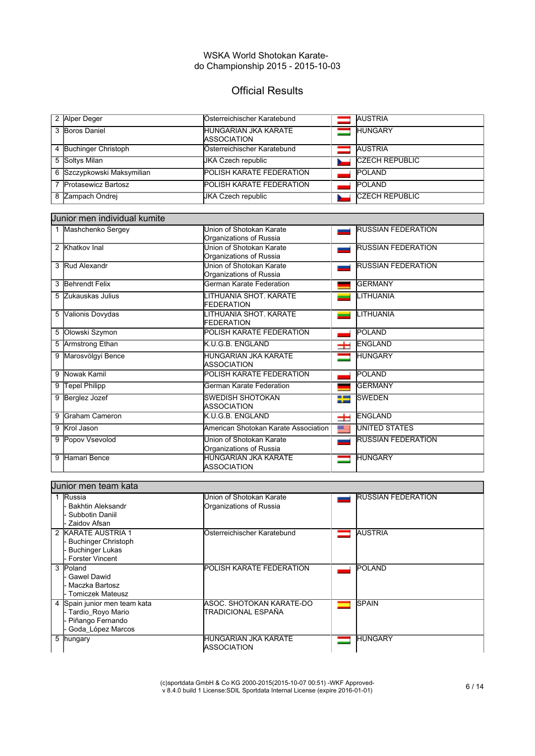WSKA World Shotokan Karate-do Championship 2015 - 2015-10-03

# Official Results

| | | | |
|---|---|---|---|
| 2 | Alper Deger | Österreichischer Karatebund | AUSTRIA |
| 3 | Boros Daniel | HUNGARIAN JKA KARATE ASSOCIATION | HUNGARY |
| 4 | Buchinger Christoph | Österreichischer Karatebund | AUSTRIA |
| 5 | Soltys Milan | JKA Czech republic | CZECH REPUBLIC |
| 6 | Szczypkowski Maksymilian | POLISH KARATE FEDERATION | POLAND |
| 7 | Protasewicz Bartosz | POLISH KARATE FEDERATION | POLAND |
| 8 | Zampach Ondrej | JKA Czech republic | CZECH REPUBLIC |

## Junior men individual kumite

| | | | |
|---|---|---|---|
| 1 | Mashchenko Sergey | Union of Shotokan Karate Organizations of Russia | RUSSIAN FEDERATION |
| 2 | Khatkov Inal | Union of Shotokan Karate Organizations of Russia | RUSSIAN FEDERATION |
| 3 | Rud Alexandr | Union of Shotokan Karate Organizations of Russia | RUSSIAN FEDERATION |
| 3 | Behrendt Felix | German Karate Federation | GERMANY |
| 5 | Zukauskas Julius | LITHUANIA SHOT. KARATE FEDERATION | LITHUANIA |
| 5 | Valionis Dovydas | LITHUANIA SHOT. KARATE FEDERATION | LITHUANIA |
| 5 | Olowski Szymon | POLISH KARATE FEDERATION | POLAND |
| 5 | Armstrong Ethan | K.U.G.B. ENGLAND | ENGLAND |
| 9 | Marosvölgyi Bence | HUNGARIAN JKA KARATE ASSOCIATION | HUNGARY |
| 9 | Nowak Kamil | POLISH KARATE FEDERATION | POLAND |
| 9 | Tepel Philipp | German Karate Federation | GERMANY |
| 9 | Berglez Jozef | SWEDISH SHOTOKAN ASSOCIATION | SWEDEN |
| 9 | Graham Cameron | K.U.G.B. ENGLAND | ENGLAND |
| 9 | Krol Jason | American Shotokan Karate Association | UNITED STATES |
| 9 | Popov Vsevolod | Union of Shotokan Karate Organizations of Russia | RUSSIAN FEDERATION |
| 9 | Hamari Bence | HUNGARIAN JKA KARATE ASSOCIATION | HUNGARY |

## Junior men team kata

| | | | |
|---|---|---|---|
| 1 | Russia<br>- Bakhtin Aleksandr<br>- Subbotin Daniil<br>- Zaidov Afsan | Union of Shotokan Karate Organizations of Russia | RUSSIAN FEDERATION |
| 2 | KARATE AUSTRIA 1<br>- Buchinger Christoph<br>- Buchinger Lukas<br>- Forster Vincent | Österreichischer Karatebund | AUSTRIA |
| 3 | Poland<br>- Gawel Dawid<br>- Maczka Bartosz<br>- Tomiczek Mateusz | POLISH KARATE FEDERATION | POLAND |
| 4 | Spain junior men team kata<br>- Tardio_Royo Mario<br>- Piñango Fernando<br>- Goda_López Marcos | ASOC. SHOTOKAN KARATE-DO TRADICIONAL ESPAÑA | SPAIN |
| 5 | hungary | HUNGARIAN JKA KARATE ASSOCIATION | HUNGARY |

(c)sportdata GmbH & Co KG 2000-2015(2015-10-07 00:51) -WKF Approved- v 8.4.0 build 1 License:SDIL Sportdata Internal License (expire 2016-01-01)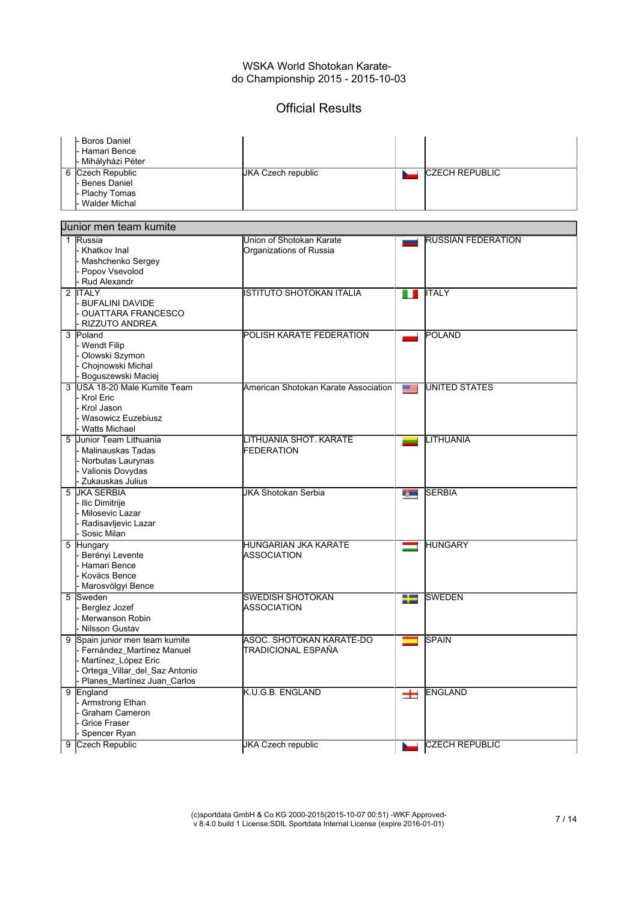# WSKA World Shotokan Karate-do Championship 2015 - 2015-10-03

## Official Results

| Rank | Team | Organization | Flag | Country |
|---|---|---|---|---|
| | - Boros Daniel<br>- Hamari Bence<br>- Mihályházi Péter | | | |
| 6 | Czech Republic<br>- Benes Daniel<br>- Plachy Tomas<br>- Walder Michal | JKA Czech republic | | CZECH REPUBLIC |

### Junior men team kumite

| Rank | Team | Organization | Flag | Country |
|---|---|---|---|---|
| 1 | Russia<br>- Khatkov Inal<br>- Mashchenko Sergey<br>- Popov Vsevolod<br>- Rud Alexandr | Union of Shotokan Karate Organizations of Russia | | RUSSIAN FEDERATION |
| 2 | ITALY<br>- BUFALINI DAVIDE<br>- OUATTARA FRANCESCO<br>- RIZZUTO ANDREA | ISTITUTO SHOTOKAN ITALIA | | ITALY |
| 3 | Poland<br>- Wendt Filip<br>- Olowski Szymon<br>- Chojnowski Michal<br>- Boguszewski Maciej | POLISH KARATE FEDERATION | | POLAND |
| 3 | USA 18-20 Male Kumite Team<br>- Krol Eric<br>- Krol Jason<br>- Wasowicz Euzebiusz<br>- Watts Michael | American Shotokan Karate Association | | UNITED STATES |
| 5 | Junior Team Lithuania<br>- Malinauskas Tadas<br>- Norbutas Laurynas<br>- Valionis Dovydas<br>- Zukauskas Julius | LITHUANIA SHOT. KARATE FEDERATION | | LITHUANIA |
| 5 | JKA SERBIA<br>- Ilic Dimitrije<br>- Milosevic Lazar<br>- Radisavljevic Lazar<br>- Sosic Milan | JKA Shotokan Serbia | | SERBIA |
| 5 | Hungary<br>- Berényi Levente<br>- Hamari Bence<br>- Kovács Bence<br>- Marosvölgyi Bence | HUNGARIAN JKA KARATE ASSOCIATION | | HUNGARY |
| 5 | Sweden<br>- Berglez Jozef<br>- Merwanson Robin<br>- Nilsson Gustav | SWEDISH SHOTOKAN ASSOCIATION | | SWEDEN |
| 9 | Spain junior men team kumite<br>- Fernández_Martínez Manuel<br>- Martínez_López Eric<br>- Ortega_Villar_del_Saz Antonio<br>- Planes_Martínez Juan_Carlos | ASOC. SHOTOKAN KARATE-DO TRADICIONAL ESPAÑA | | SPAIN |
| 9 | England<br>- Armstrong Ethan<br>- Graham Cameron<br>- Grice Fraser<br>- Spencer Ryan | K.U.G.B. ENGLAND | | ENGLAND |
| 9 | Czech Republic | JKA Czech republic | | CZECH REPUBLIC |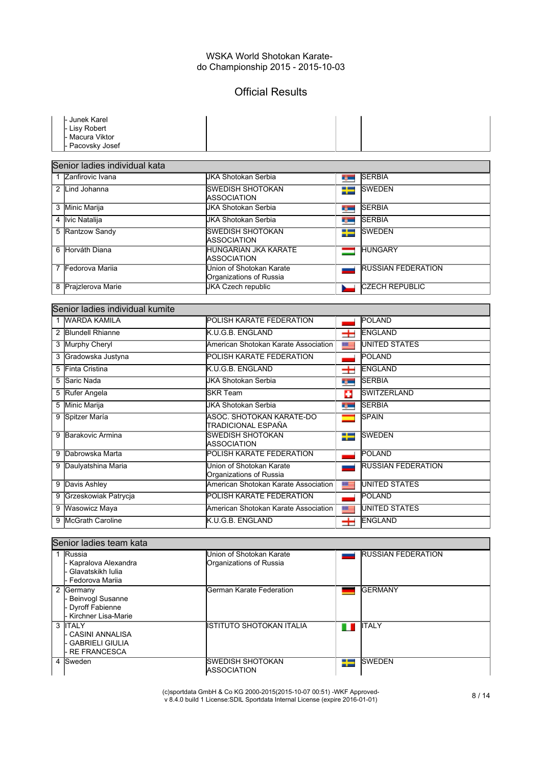# WSKA World Shotokan Karate-do Championship 2015 - 2015-10-03

## Official Results

| | | | |
|---|---|---|---|
| | - Junek Karel<br>- Lisy Robert<br>- Macura Viktor<br>- Pacovsky Josef | | |

### Senior ladies individual kata

| | Name | Club | Country |
|---|---|---|---|
| 1 | Zanfirovic Ivana | JKA Shotokan Serbia | SERBIA |
| 2 | Lind Johanna | SWEDISH SHOTOKAN ASSOCIATION | SWEDEN |
| 3 | Minic Marija | JKA Shotokan Serbia | SERBIA |
| 4 | Ivic Natalija | JKA Shotokan Serbia | SERBIA |
| 5 | Rantzow Sandy | SWEDISH SHOTOKAN ASSOCIATION | SWEDEN |
| 6 | Horváth Diana | HUNGARIAN JKA KARATE ASSOCIATION | HUNGARY |
| 7 | Fedorova Mariia | Union of Shotokan Karate Organizations of Russia | RUSSIAN FEDERATION |
| 8 | Prajzlerova Marie | JKA Czech republic | CZECH REPUBLIC |

### Senior ladies individual kumite

| | Name | Club | Country |
|---|---|---|---|
| 1 | WARDA KAMILA | POLISH KARATE FEDERATION | POLAND |
| 2 | Blundell Rhianne | K.U.G.B. ENGLAND | ENGLAND |
| 3 | Murphy Cheryl | American Shotokan Karate Association | UNITED STATES |
| 3 | Gradowska Justyna | POLISH KARATE FEDERATION | POLAND |
| 5 | Finta Cristina | K.U.G.B. ENGLAND | ENGLAND |
| 5 | Saric Nada | JKA Shotokan Serbia | SERBIA |
| 5 | Rufer Angela | SKR Team | SWITZERLAND |
| 5 | Minic Marija | JKA Shotokan Serbia | SERBIA |
| 9 | Spitzer María | ASOC. SHOTOKAN KARATE-DO TRADICIONAL ESPAÑA | SPAIN |
| 9 | Barakovic Armina | SWEDISH SHOTOKAN ASSOCIATION | SWEDEN |
| 9 | Dabrowska Marta | POLISH KARATE FEDERATION | POLAND |
| 9 | Daulyatshina Maria | Union of Shotokan Karate Organizations of Russia | RUSSIAN FEDERATION |
| 9 | Davis Ashley | American Shotokan Karate Association | UNITED STATES |
| 9 | Grzeskowiak Patrycja | POLISH KARATE FEDERATION | POLAND |
| 9 | Wasowicz Maya | American Shotokan Karate Association | UNITED STATES |
| 9 | McGrath Caroline | K.U.G.B. ENGLAND | ENGLAND |

### Senior ladies team kata

| | Team | Club | Country |
|---|---|---|---|
| 1 | Russia<br>- Kapralova Alexandra<br>- Glavatskikh Iulia<br>- Fedorova Mariia | Union of Shotokan Karate Organizations of Russia | RUSSIAN FEDERATION |
| 2 | Germany<br>- Beinvogl Susanne<br>- Dyroff Fabienne<br>- Kirchner Lisa-Marie | German Karate Federation | GERMANY |
| 3 | ITALY<br>- CASINI ANNALISA<br>- GABRIELI GIULIA<br>- RE FRANCESCA | ISTITUTO SHOTOKAN ITALIA | ITALY |
| 4 | Sweden | SWEDISH SHOTOKAN ASSOCIATION | SWEDEN |

(c)sportdata GmbH & Co KG 2000-2015(2015-10-07 00:51) -WKF Approved- v 8.4.0 build 1 License:SDIL Sportdata Internal License (expire 2016-01-01)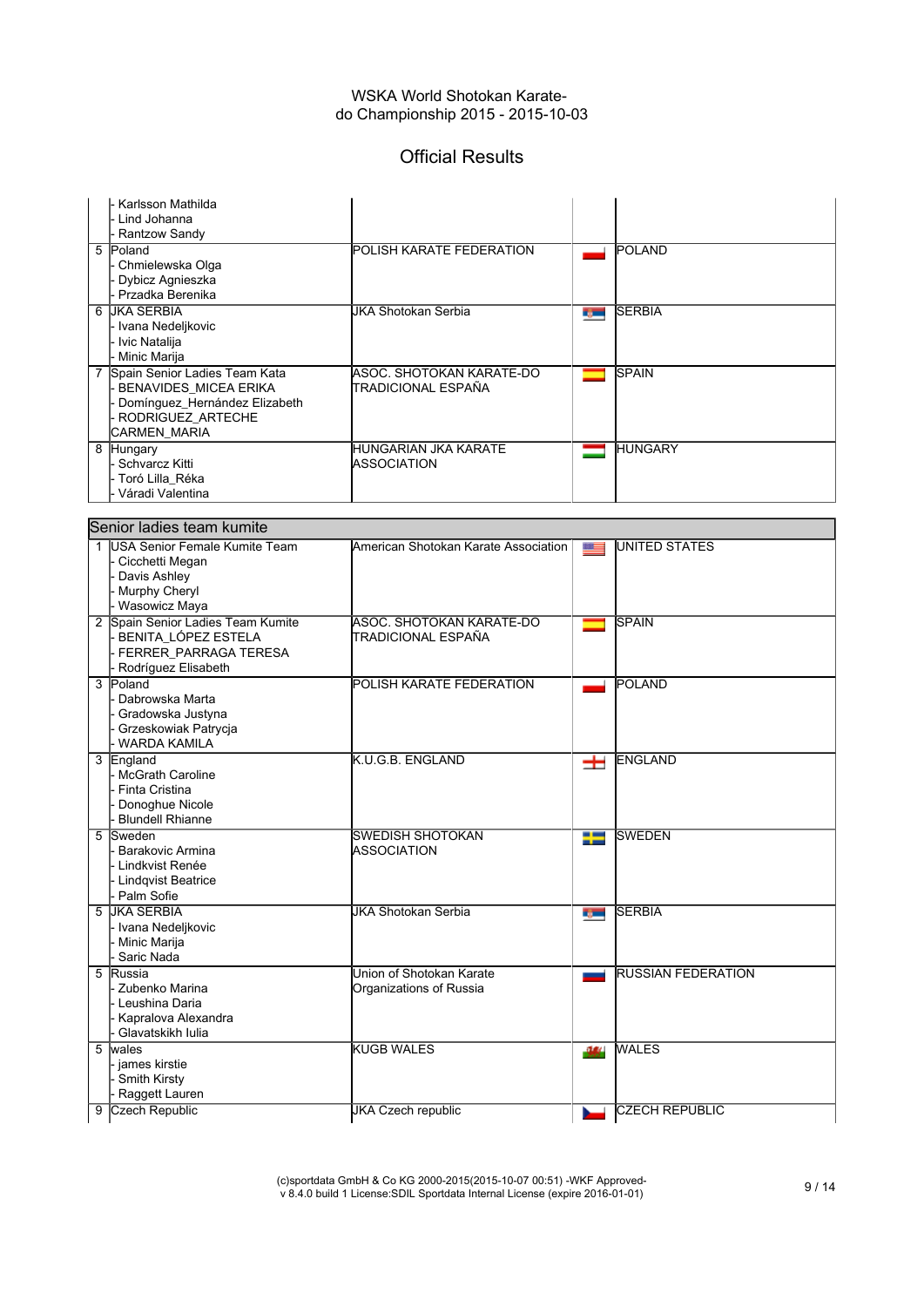# WSKA World Shotokan Karate-do Championship 2015 - 2015-10-03

## Official Results

| | Team | Association | Country |
|---|---|---|---|
| | - Karlsson Mathilda<br>- Lind Johanna<br>- Rantzow Sandy | | |
| 5 | Poland<br>- Chmielewska Olga<br>- Dybicz Agnieszka<br>- Przadka Berenika | POLISH KARATE FEDERATION | POLAND |
| 6 | JKA SERBIA<br>- Ivana Nedeljkovic<br>- Ivic Natalija<br>- Minic Marija | JKA Shotokan Serbia | SERBIA |
| 7 | Spain Senior Ladies Team Kata<br>- BENAVIDES_MICEA ERIKA<br>- Domínguez_Hernández Elizabeth<br>- RODRIGUEZ_ARTECHE CARMEN_MARIA | ASOC. SHOTOKAN KARATE-DO TRADICIONAL ESPAÑA | SPAIN |
| 8 | Hungary<br>- Schvarcz Kitti<br>- Toró Lilla_Réka<br>- Váradi Valentina | HUNGARIAN JKA KARATE ASSOCIATION | HUNGARY |

### Senior ladies team kumite

| | Team | Association | Country |
|---|---|---|---|
| 1 | USA Senior Female Kumite Team<br>- Cicchetti Megan<br>- Davis Ashley<br>- Murphy Cheryl<br>- Wasowicz Maya | American Shotokan Karate Association | UNITED STATES |
| 2 | Spain Senior Ladies Team Kumite<br>- BENITA_LÓPEZ ESTELA<br>- FERRER_PARRAGA TERESA<br>- Rodríguez Elisabeth | ASOC. SHOTOKAN KARATE-DO TRADICIONAL ESPAÑA | SPAIN |
| 3 | Poland<br>- Dabrowska Marta<br>- Gradowska Justyna<br>- Grzeskowiak Patrycja<br>- WARDA KAMILA | POLISH KARATE FEDERATION | POLAND |
| 3 | England<br>- McGrath Caroline<br>- Finta Cristina<br>- Donoghue Nicole<br>- Blundell Rhianne | K.U.G.B. ENGLAND | ENGLAND |
| 5 | Sweden<br>- Barakovic Armina<br>- Lindkvist Renée<br>- Lindqvist Beatrice<br>- Palm Sofie | SWEDISH SHOTOKAN ASSOCIATION | SWEDEN |
| 5 | JKA SERBIA<br>- Ivana Nedeljkovic<br>- Minic Marija<br>- Saric Nada | JKA Shotokan Serbia | SERBIA |
| 5 | Russia<br>- Zubenko Marina<br>- Leushina Daria<br>- Kapralova Alexandra<br>- Glavatskikh Iulia | Union of Shotokan Karate Organizations of Russia | RUSSIAN FEDERATION |
| 5 | wales<br>- james kirstie<br>- Smith Kirsty<br>- Raggett Lauren | KUGB WALES | WALES |
| 9 | Czech Republic | JKA Czech republic | CZECH REPUBLIC |

(c)sportdata GmbH & Co KG 2000-2015(2015-10-07 00:51) -WKF Approved- v 8.4.0 build 1 License:SDIL Sportdata Internal License (expire 2016-01-01)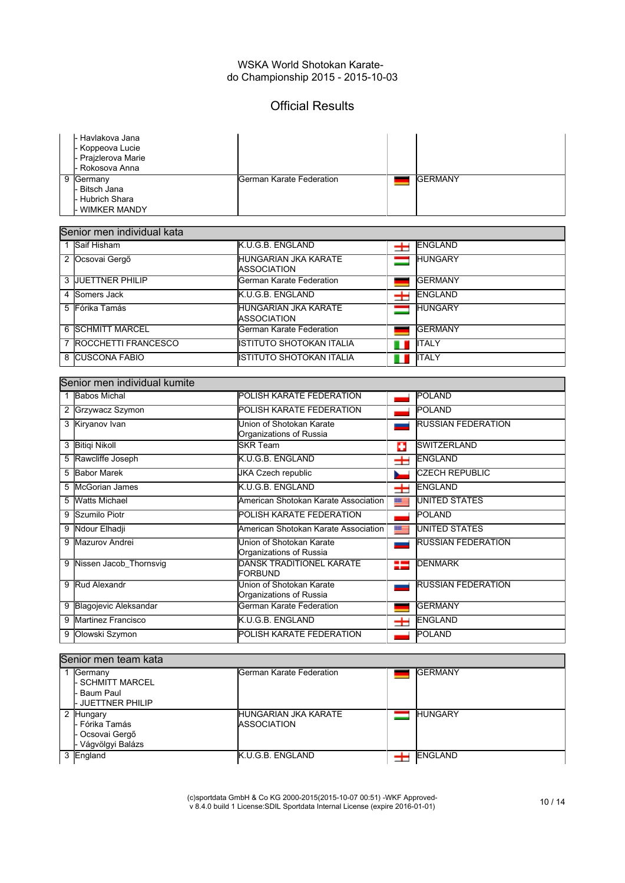WSKA World Shotokan Karate-do Championship 2015 - 2015-10-03

# Official Results

| | | | |
|---|---|---|---|
| | - Havlakova Jana<br>- Koppeova Lucie<br>- Prajzlerova Marie<br>- Rokosova Anna | | |
| 9 | Germany<br>- Bitsch Jana<br>- Hubrich Shara<br>- WIMKER MANDY | German Karate Federation | GERMANY |

## Senior men individual kata

| | | | |
|---|---|---|---|
| 1 | Saif Hisham | K.U.G.B. ENGLAND | ENGLAND |
| 2 | Ocsovai Gergő | HUNGARIAN JKA KARATE ASSOCIATION | HUNGARY |
| 3 | JUETTNER PHILIP | German Karate Federation | GERMANY |
| 4 | Somers Jack | K.U.G.B. ENGLAND | ENGLAND |
| 5 | Fórika Tamás | HUNGARIAN JKA KARATE ASSOCIATION | HUNGARY |
| 6 | SCHMITT MARCEL | German Karate Federation | GERMANY |
| 7 | ROCCHETTI FRANCESCO | ISTITUTO SHOTOKAN ITALIA | ITALY |
| 8 | CUSCONA FABIO | ISTITUTO SHOTOKAN ITALIA | ITALY |

## Senior men individual kumite

| | | | |
|---|---|---|---|
| 1 | Babos Michal | POLISH KARATE FEDERATION | POLAND |
| 2 | Grzywacz Szymon | POLISH KARATE FEDERATION | POLAND |
| 3 | Kiryanov Ivan | Union of Shotokan Karate Organizations of Russia | RUSSIAN FEDERATION |
| 3 | Bitiqi Nikoll | SKR Team | SWITZERLAND |
| 5 | Rawcliffe Joseph | K.U.G.B. ENGLAND | ENGLAND |
| 5 | Babor Marek | JKA Czech republic | CZECH REPUBLIC |
| 5 | McGorian James | K.U.G.B. ENGLAND | ENGLAND |
| 5 | Watts Michael | American Shotokan Karate Association | UNITED STATES |
| 9 | Szumilo Piotr | POLISH KARATE FEDERATION | POLAND |
| 9 | Ndour Elhadji | American Shotokan Karate Association | UNITED STATES |
| 9 | Mazurov Andrei | Union of Shotokan Karate Organizations of Russia | RUSSIAN FEDERATION |
| 9 | Nissen Jacob_Thornsvig | DANSK TRADITIONEL KARATE FORBUND | DENMARK |
| 9 | Rud Alexandr | Union of Shotokan Karate Organizations of Russia | RUSSIAN FEDERATION |
| 9 | Blagojevic Aleksandar | German Karate Federation | GERMANY |
| 9 | Martinez Francisco | K.U.G.B. ENGLAND | ENGLAND |
| 9 | Olowski Szymon | POLISH KARATE FEDERATION | POLAND |

## Senior men team kata

| | | | |
|---|---|---|---|
| 1 | Germany<br>- SCHMITT MARCEL<br>- Baum Paul<br>- JUETTNER PHILIP | German Karate Federation | GERMANY |
| 2 | Hungary<br>- Fórika Tamás<br>- Ocsovai Gergő<br>- Vágvölgyi Balázs | HUNGARIAN JKA KARATE ASSOCIATION | HUNGARY |
| 3 | England | K.U.G.B. ENGLAND | ENGLAND |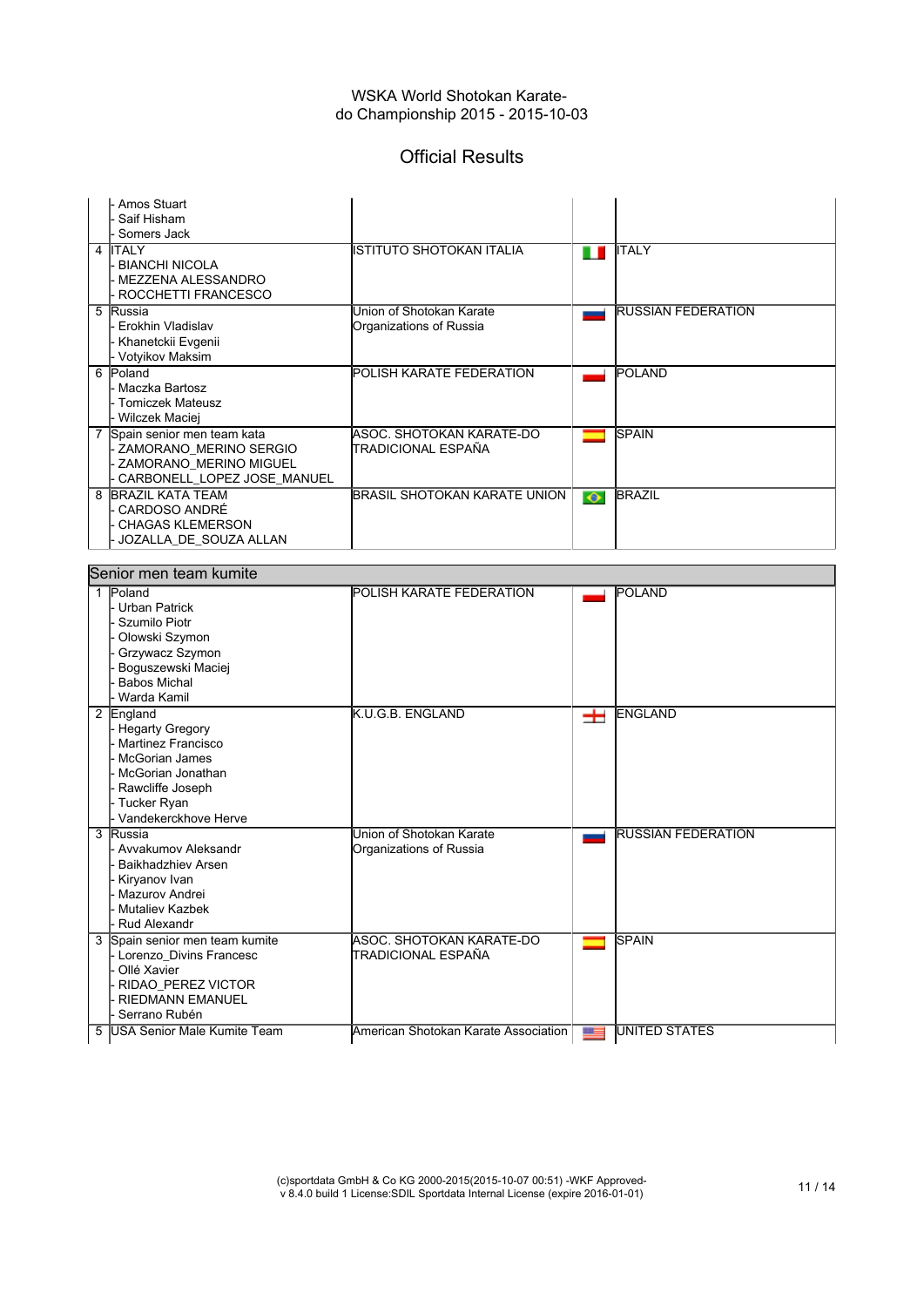WSKA World Shotokan Karate-do Championship 2015 - 2015-10-03

## Official Results

| | Team | Club | Country |
|---|---|---|---|
| | - Amos Stuart<br>- Saif Hisham<br>- Somers Jack | | |
| 4 | ITALY<br>- BIANCHI NICOLA<br>- MEZZENA ALESSANDRO<br>- ROCCHETTI FRANCESCO | ISTITUTO SHOTOKAN ITALIA | ITALY |
| 5 | Russia<br>- Erokhin Vladislav<br>- Khanetckii Evgenii<br>- Votyikov Maksim | Union of Shotokan Karate Organizations of Russia | RUSSIAN FEDERATION |
| 6 | Poland<br>- Maczka Bartosz<br>- Tomiczek Mateusz<br>- Wilczek Maciej | POLISH KARATE FEDERATION | POLAND |
| 7 | Spain senior men team kata<br>- ZAMORANO_MERINO SERGIO<br>- ZAMORANO_MERINO MIGUEL<br>- CARBONELL_LOPEZ JOSE_MANUEL | ASOC. SHOTOKAN KARATE-DO TRADICIONAL ESPAÑA | SPAIN |
| 8 | BRAZIL KATA TEAM<br>- CARDOSO ANDRÉ<br>- CHAGAS KLEMERSON<br>- JOZALLA_DE_SOUZA ALLAN | BRASIL SHOTOKAN KARATE UNION | BRAZIL |

### Senior men team kumite

| | Team | Club | Country |
|---|---|---|---|
| 1 | Poland<br>- Urban Patrick<br>- Szumilo Piotr<br>- Olowski Szymon<br>- Grzywacz Szymon<br>- Boguszewski Maciej<br>- Babos Michal<br>- Warda Kamil | POLISH KARATE FEDERATION | POLAND |
| 2 | England<br>- Hegarty Gregory<br>- Martinez Francisco<br>- McGorian James<br>- McGorian Jonathan<br>- Rawcliffe Joseph<br>- Tucker Ryan<br>- Vandekerckhove Herve | K.U.G.B. ENGLAND | ENGLAND |
| 3 | Russia<br>- Avvakumov Aleksandr<br>- Baikhadzhiev Arsen<br>- Kiryanov Ivan<br>- Mazurov Andrei<br>- Mutaliev Kazbek<br>- Rud Alexandr | Union of Shotokan Karate Organizations of Russia | RUSSIAN FEDERATION |
| 3 | Spain senior men team kumite<br>- Lorenzo_Divins Francesc<br>- Ollé Xavier<br>- RIDAO_PEREZ VICTOR<br>- RIEDMANN EMANUEL<br>- Serrano Rubén | ASOC. SHOTOKAN KARATE-DO TRADICIONAL ESPAÑA | SPAIN |
| 5 | USA Senior Male Kumite Team | American Shotokan Karate Association | UNITED STATES |

(c)sportdata GmbH & Co KG 2000-2015(2015-10-07 00:51) -WKF Approved- v 8.4.0 build 1 License:SDIL Sportdata Internal License (expire 2016-01-01)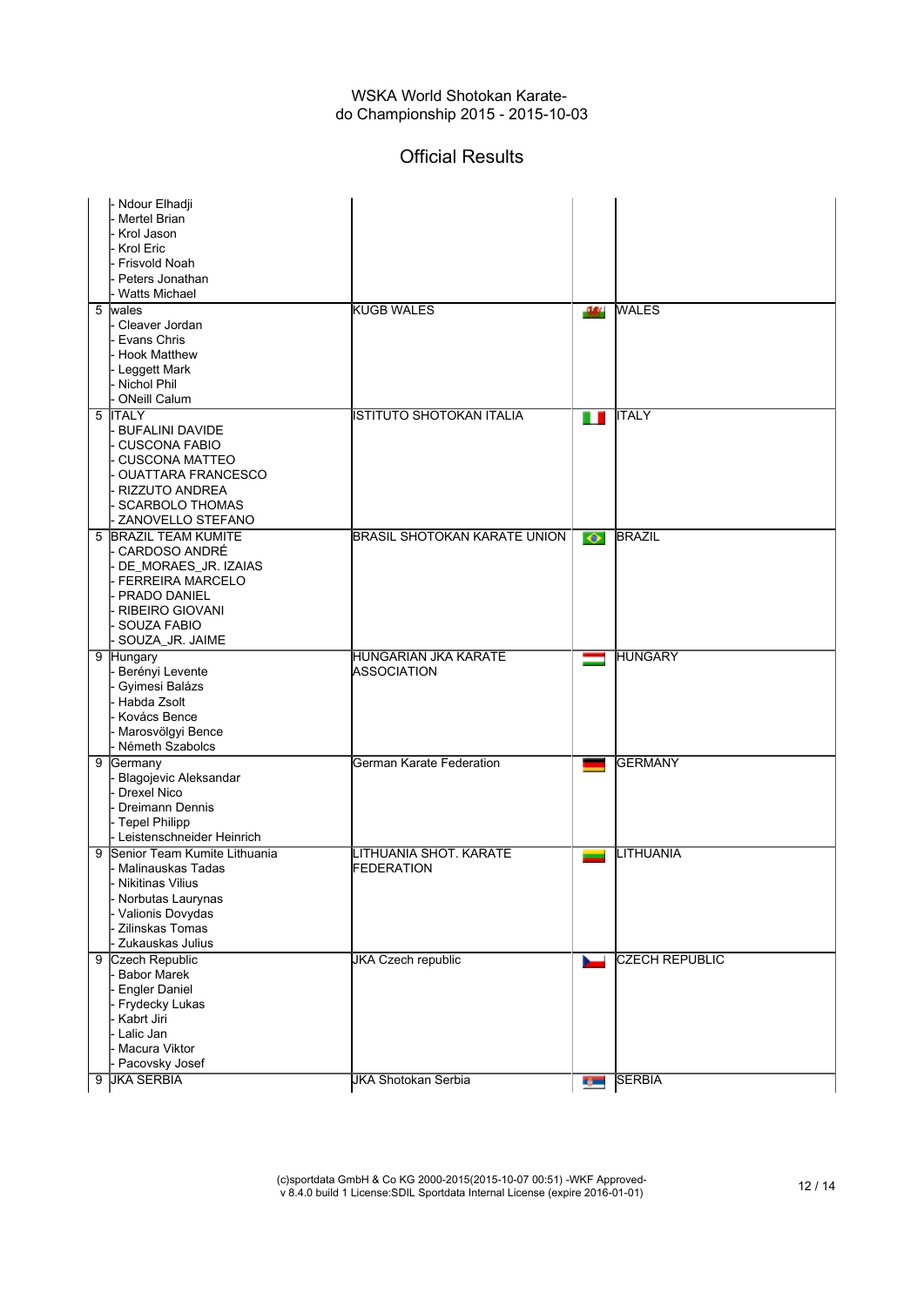WSKA World Shotokan Karate-do Championship 2015 - 2015-10-03

# Official Results

| Rank | Team / Members | Club | Flag | Country |
|---|---|---|---|---|
| | - Ndour Elhadji<br>- Mertel Brian<br>- Krol Jason<br>- Krol Eric<br>- Frisvold Noah<br>- Peters Jonathan<br>- Watts Michael | | | |
| 5 | wales<br>- Cleaver Jordan<br>- Evans Chris<br>- Hook Matthew<br>- Leggett Mark<br>- Nichol Phil<br>- ONeill Calum | KUGB WALES | | WALES |
| 5 | ITALY<br>- BUFALINI DAVIDE<br>- CUSCONA FABIO<br>- CUSCONA MATTEO<br>- OUATTARA FRANCESCO<br>- RIZZUTO ANDREA<br>- SCARBOLO THOMAS<br>- ZANOVELLO STEFANO | ISTITUTO SHOTOKAN ITALIA | | ITALY |
| 5 | BRAZIL TEAM KUMITE<br>- CARDOSO ANDRÉ<br>- DE_MORAES_JR. IZAIAS<br>- FERREIRA MARCELO<br>- PRADO DANIEL<br>- RIBEIRO GIOVANI<br>- SOUZA FABIO<br>- SOUZA_JR. JAIME | BRASIL SHOTOKAN KARATE UNION | | BRAZIL |
| 9 | Hungary<br>- Berényi Levente<br>- Gyimesi Balázs<br>- Habda Zsolt<br>- Kovács Bence<br>- Marosvölgyi Bence<br>- Németh Szabolcs | HUNGARIAN JKA KARATE ASSOCIATION | | HUNGARY |
| 9 | Germany<br>- Blagojevic Aleksandar<br>- Drexel Nico<br>- Dreimann Dennis<br>- Tepel Philipp<br>- Leistenschneider Heinrich | German Karate Federation | | GERMANY |
| 9 | Senior Team Kumite Lithuania<br>- Malinauskas Tadas<br>- Nikitinas Vilius<br>- Norbutas Laurynas<br>- Valionis Dovydas<br>- Zilinskas Tomas<br>- Zukauskas Julius | LITHUANIA SHOT. KARATE FEDERATION | | LITHUANIA |
| 9 | Czech Republic<br>- Babor Marek<br>- Engler Daniel<br>- Frydecky Lukas<br>- Kabrt Jiri<br>- Lalic Jan<br>- Macura Viktor<br>- Pacovsky Josef | JKA Czech republic | | CZECH REPUBLIC |
| 9 | JKA SERBIA | JKA Shotokan Serbia | | SERBIA |

(c)sportdata GmbH & Co KG 2000-2015(2015-10-07 00:51) -WKF Approved- v 8.4.0 build 1 License:SDIL Sportdata Internal License (expire 2016-01-01)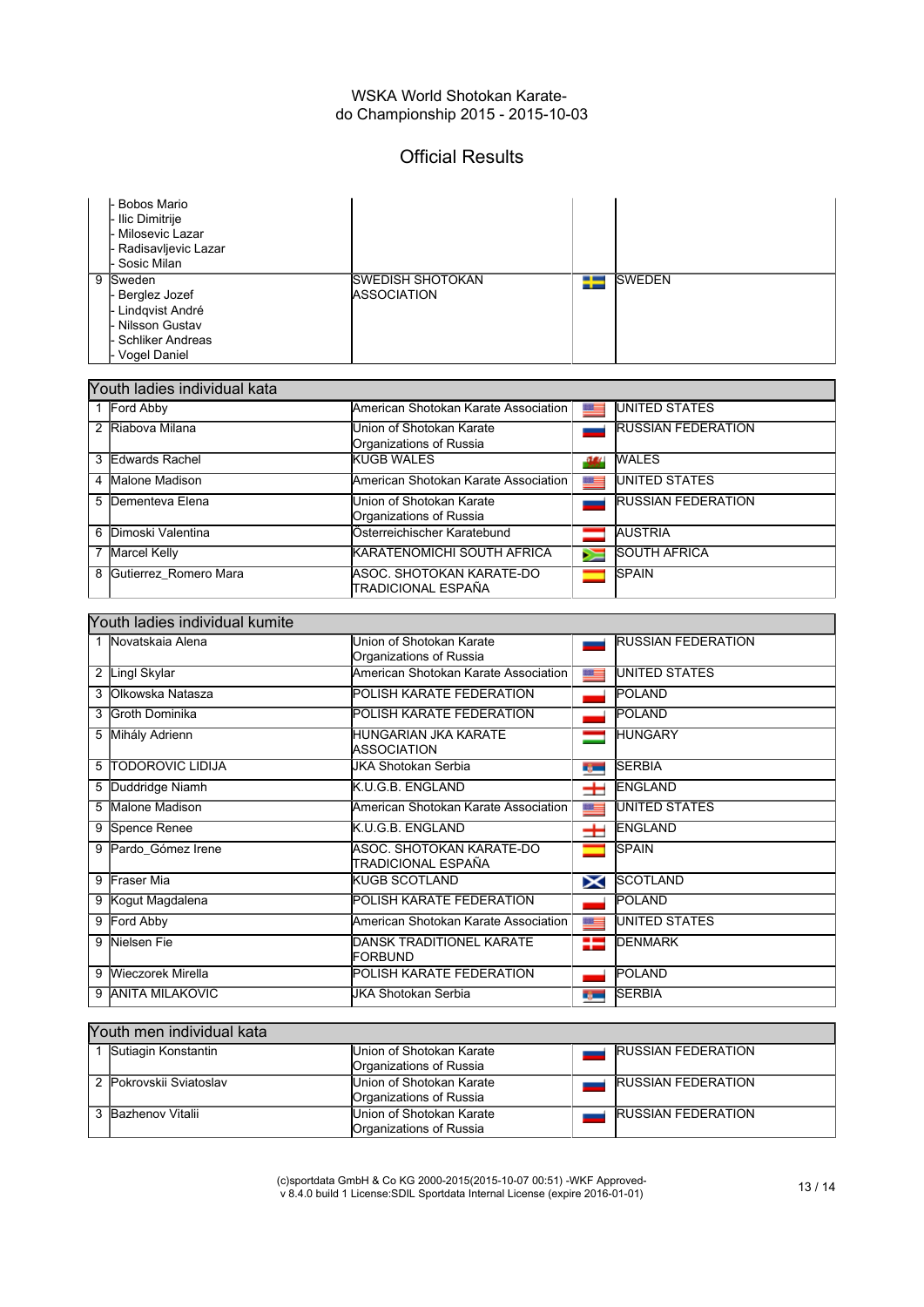WSKA World Shotokan Karate-do Championship 2015 - 2015-10-03

## Official Results

| | | | |
|---|---|---|---|
| | - Bobos Mario<br>- Ilic Dimitrije<br>- Milosevic Lazar<br>- Radisavljevic Lazar<br>- Sosic Milan | | |
| 9 | Sweden<br>- Berglez Jozef<br>- Lindqvist André<br>- Nilsson Gustav<br>- Schliker Andreas<br>- Vogel Daniel | SWEDISH SHOTOKAN ASSOCIATION | SWEDEN |

### Youth ladies individual kata

| Rank | Name | Association | Country |
|---|---|---|---|
| 1 | Ford Abby | American Shotokan Karate Association | UNITED STATES |
| 2 | Riabova Milana | Union of Shotokan Karate Organizations of Russia | RUSSIAN FEDERATION |
| 3 | Edwards Rachel | KUGB WALES | WALES |
| 4 | Malone Madison | American Shotokan Karate Association | UNITED STATES |
| 5 | Dementeva Elena | Union of Shotokan Karate Organizations of Russia | RUSSIAN FEDERATION |
| 6 | Dimoski Valentina | Österreichischer Karatebund | AUSTRIA |
| 7 | Marcel Kelly | KARATENOMICHI SOUTH AFRICA | SOUTH AFRICA |
| 8 | Gutierrez_Romero Mara | ASOC. SHOTOKAN KARATE-DO TRADICIONAL ESPAÑA | SPAIN |

### Youth ladies individual kumite

| Rank | Name | Association | Country |
|---|---|---|---|
| 1 | Novatskaia Alena | Union of Shotokan Karate Organizations of Russia | RUSSIAN FEDERATION |
| 2 | Lingl Skylar | American Shotokan Karate Association | UNITED STATES |
| 3 | Olkowska Natasza | POLISH KARATE FEDERATION | POLAND |
| 3 | Groth Dominika | POLISH KARATE FEDERATION | POLAND |
| 5 | Mihály Adrienn | HUNGARIAN JKA KARATE ASSOCIATION | HUNGARY |
| 5 | TODOROVIC LIDIJA | JKA Shotokan Serbia | SERBIA |
| 5 | Duddridge Niamh | K.U.G.B. ENGLAND | ENGLAND |
| 5 | Malone Madison | American Shotokan Karate Association | UNITED STATES |
| 9 | Spence Renee | K.U.G.B. ENGLAND | ENGLAND |
| 9 | Pardo_Gómez Irene | ASOC. SHOTOKAN KARATE-DO TRADICIONAL ESPAÑA | SPAIN |
| 9 | Fraser Mia | KUGB SCOTLAND | SCOTLAND |
| 9 | Kogut Magdalena | POLISH KARATE FEDERATION | POLAND |
| 9 | Ford Abby | American Shotokan Karate Association | UNITED STATES |
| 9 | Nielsen Fie | DANSK TRADITIONEL KARATE FORBUND | DENMARK |
| 9 | Wieczorek Mirella | POLISH KARATE FEDERATION | POLAND |
| 9 | ANITA MILAKOVIC | JKA Shotokan Serbia | SERBIA |

### Youth men individual kata

| Rank | Name | Association | Country |
|---|---|---|---|
| 1 | Sutiagin Konstantin | Union of Shotokan Karate Organizations of Russia | RUSSIAN FEDERATION |
| 2 | Pokrovskii Sviatoslav | Union of Shotokan Karate Organizations of Russia | RUSSIAN FEDERATION |
| 3 | Bazhenov Vitalii | Union of Shotokan Karate Organizations of Russia | RUSSIAN FEDERATION |

(c)sportdata GmbH & Co KG 2000-2015(2015-10-07 00:51) -WKF Approved- v 8.4.0 build 1 License:SDIL Sportdata Internal License (expire 2016-01-01)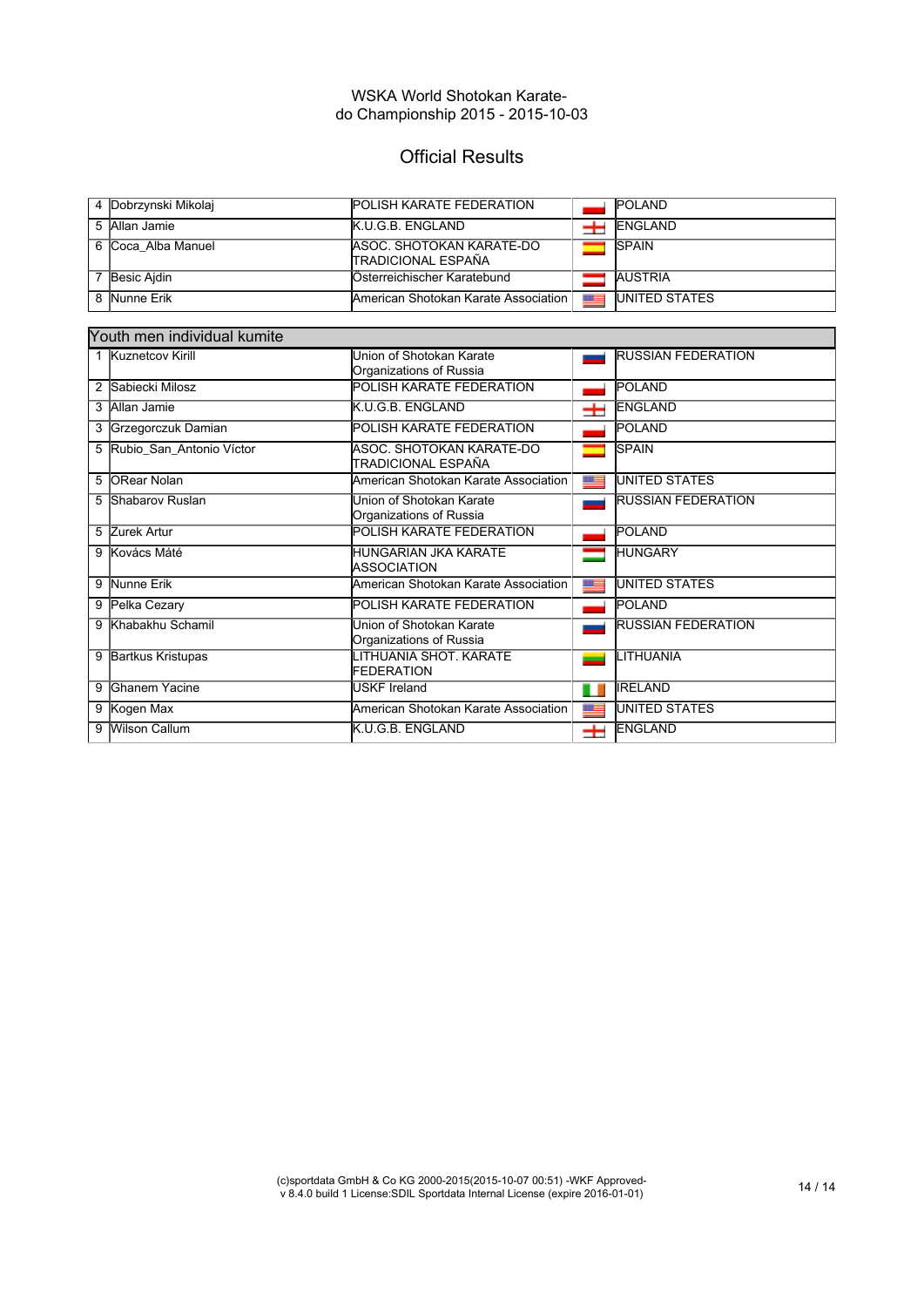WSKA World Shotokan Karate-do Championship 2015 - 2015-10-03

## Official Results

| | | | |
|---|---|---|---|
| 4 | Dobrzynski Mikolaj | POLISH KARATE FEDERATION | POLAND |
| 5 | Allan Jamie | K.U.G.B. ENGLAND | ENGLAND |
| 6 | Coca_Alba Manuel | ASOC. SHOTOKAN KARATE-DO TRADICIONAL ESPAÑA | SPAIN |
| 7 | Besic Ajdin | Österreichischer Karatebund | AUSTRIA |
| 8 | Nunne Erik | American Shotokan Karate Association | UNITED STATES |

### Youth men individual kumite

| | | | |
|---|---|---|---|
| 1 | Kuznetcov Kirill | Union of Shotokan Karate Organizations of Russia | RUSSIAN FEDERATION |
| 2 | Sabiecki Milosz | POLISH KARATE FEDERATION | POLAND |
| 3 | Allan Jamie | K.U.G.B. ENGLAND | ENGLAND |
| 3 | Grzegorczuk Damian | POLISH KARATE FEDERATION | POLAND |
| 5 | Rubio_San_Antonio Víctor | ASOC. SHOTOKAN KARATE-DO TRADICIONAL ESPAÑA | SPAIN |
| 5 | ORear Nolan | American Shotokan Karate Association | UNITED STATES |
| 5 | Shabarov Ruslan | Union of Shotokan Karate Organizations of Russia | RUSSIAN FEDERATION |
| 5 | Zurek Artur | POLISH KARATE FEDERATION | POLAND |
| 9 | Kovács Máté | HUNGARIAN JKA KARATE ASSOCIATION | HUNGARY |
| 9 | Nunne Erik | American Shotokan Karate Association | UNITED STATES |
| 9 | Pelka Cezary | POLISH KARATE FEDERATION | POLAND |
| 9 | Khabakhu Schamil | Union of Shotokan Karate Organizations of Russia | RUSSIAN FEDERATION |
| 9 | Bartkus Kristupas | LITHUANIA SHOT. KARATE FEDERATION | LITHUANIA |
| 9 | Ghanem Yacine | USKF Ireland | IRELAND |
| 9 | Kogen Max | American Shotokan Karate Association | UNITED STATES |
| 9 | Wilson Callum | K.U.G.B. ENGLAND | ENGLAND |

(c)sportdata GmbH & Co KG 2000-2015(2015-10-07 00:51) -WKF Approved- v 8.4.0 build 1 License:SDIL Sportdata Internal License (expire 2016-01-01)